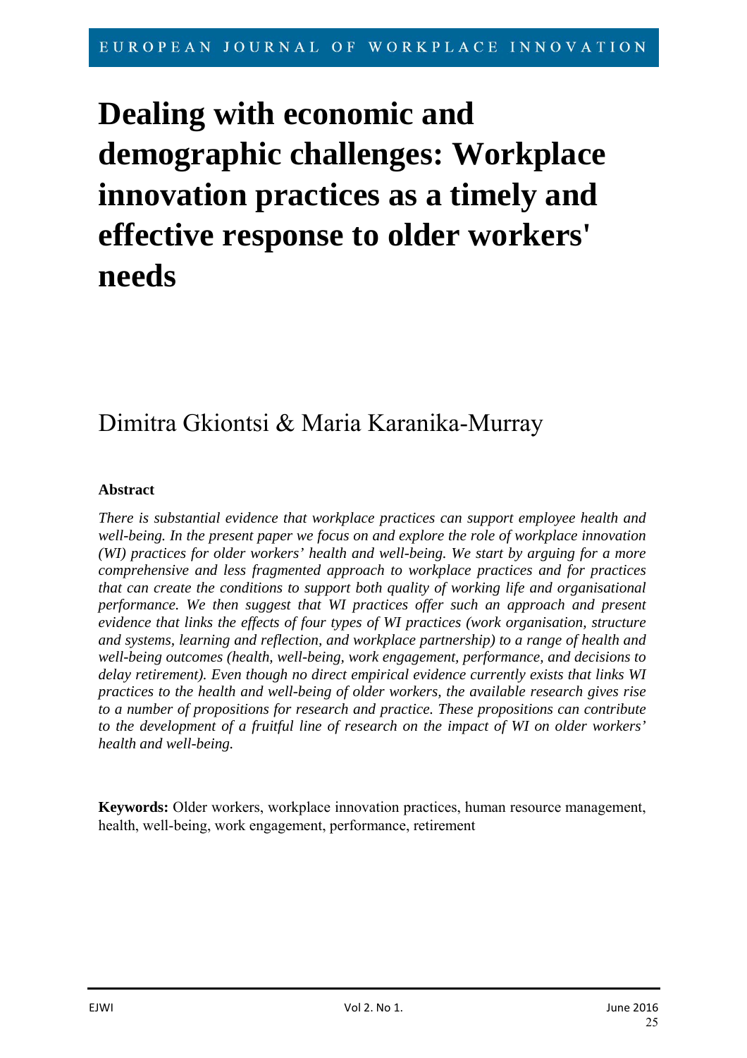# Dealing with economic and demographic challenges: Workplace innovation practices as a timely and effective response to older workers' needs

Dimitra Gkiontsi & Maria Karanika-Murray

**Abstract**

*There is substantial evidence that workplace practices can support employee health and well-being. In the present paper we focus on and explore the role of workplace innovation (WI) practices for older workers' health and well-being. We start by arguing for a more comprehensive and less fragmented approach to workplace practices and for practices that can create the conditions to support both quality of working life and organisational performance. We then suggest that WI practices offer such an approach and present evidence that links the effects of four types of WI practices (work organisation, structure and systems, learning and reflection, and workplace partnership) to a range of health and well-being outcomes (health, well-being, work engagement, performance, and decisions to delay retirement). Even though no direct empirical evidence currently exists that links WI practices to the health and well-being of older workers, the available research gives rise to a number of propositions for research and practice. These propositions can contribute to the development of a fruitful line of research on the impact of WI on older workers' health and well-being.*

**Keywords:** Older workers, workplace innovation practices, human resource management, health, well-being, work engagement, performance, retirement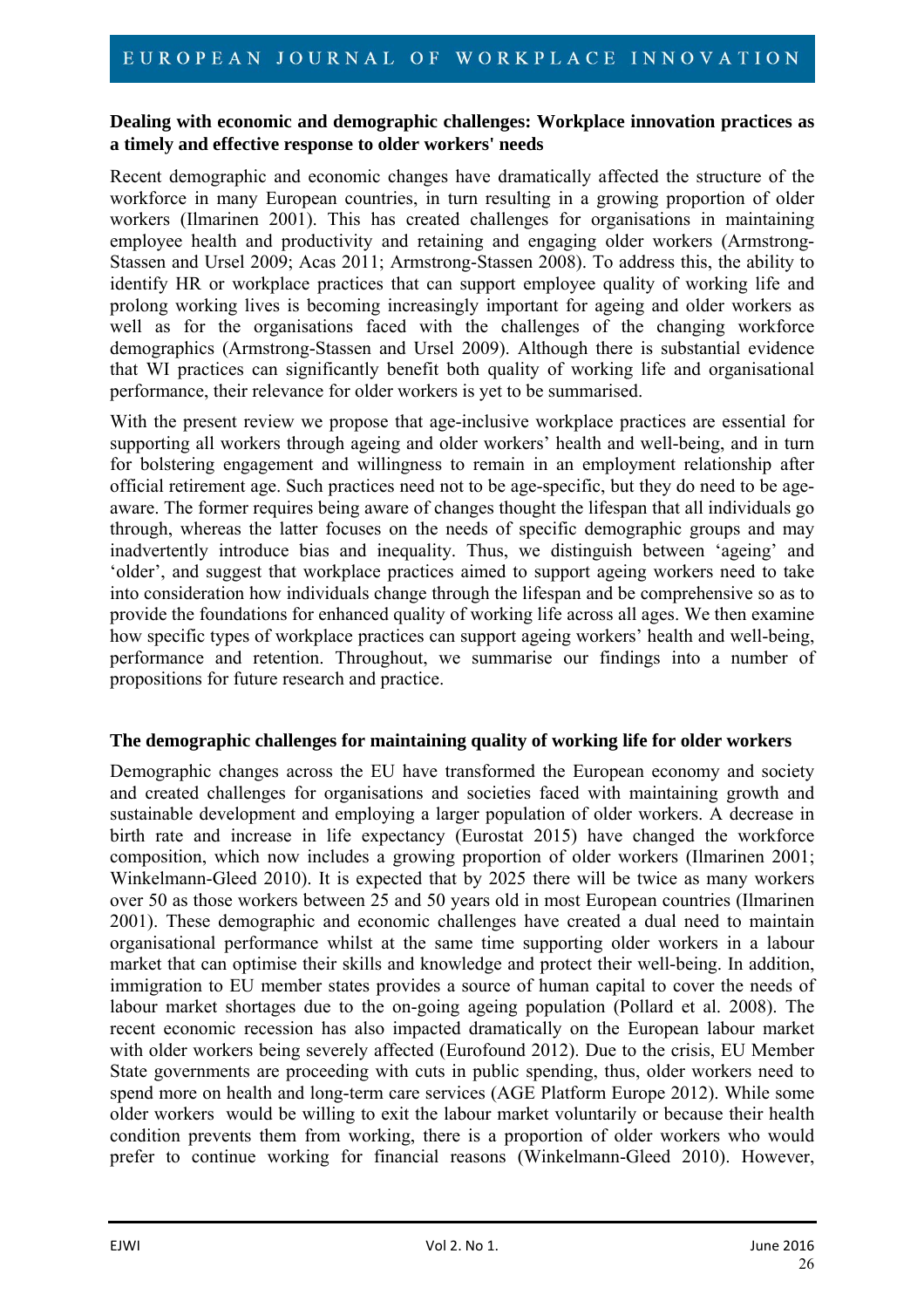**Dealing with economic and demographic challenges: Workplace innovation practices as a timely and effective response to older workers' needs**

Recent demographic and economic changes have dramatically affected the structure of the workforce in many European countries, in turn resulting in a growing proportion of older workers (Ilmarinen 2001). This has created challenges for organisations in maintaining employee health and productivity and retaining and engaging older workers (Armstrong-Stassen and Ursel 2009; Acas 2011; Armstrong-Stassen 2008). To address this, the ability to identify HR or workplace practices that can support employee quality of working life and prolong working lives is becoming increasingly important for ageing and older workers as well as for the organisations faced with the challenges of the changing workforce demographics (Armstrong-Stassen and Ursel 2009). Although there is substantial evidence that WI practices can significantly benefit both quality of working life and organisational performance, their relevance for older workers is yet to be summarised.

With the present review we propose that age-inclusive workplace practices are essential for supporting all workers through ageing and older workers' health and well-being, and in turn for bolstering engagement and willingness to remain in an employment relationship after official retirement age. Such practices need not to be age-specific, but they do need to be age-aware. The former requires being aware of changes thought the lifespan that all individuals go through, whereas the latter focuses on the needs of specific demographic groups and may inadvertently introduce bias and inequality. Thus, we distinguish between 'ageing' and 'older', and suggest that workplace practices aimed to support ageing workers need to take into consideration how individuals change through the lifespan and be comprehensive so as to provide the foundations for enhanced quality of working life across all ages. We then examine how specific types of workplace practices can support ageing workers' health and well-being, performance and retention. Throughout, we summarise our findings into a number of propositions for future research and practice.

**The demographic challenges for maintaining quality of working life for older workers**

Demographic changes across the EU have transformed the European economy and society and created challenges for organisations and societies faced with maintaining growth and sustainable development and employing a larger population of older workers. A decrease in birth rate and increase in life expectancy (Eurostat 2015) have changed the workforce composition, which now includes a growing proportion of older workers (Ilmarinen 2001; Winkelmann-Gleed 2010). It is expected that by 2025 there will be twice as many workers over 50 as those workers between 25 and 50 years old in most European countries (Ilmarinen 2001). These demographic and economic challenges have created a dual need to maintain organisational performance whilst at the same time supporting older workers in a labour market that can optimise their skills and knowledge and protect their well-being. In addition, immigration to EU member states provides a source of human capital to cover the needs of labour market shortages due to the on-going ageing population (Pollard et al. 2008). The recent economic recession has also impacted dramatically on the European labour market with older workers being severely affected (Eurofound 2012). Due to the crisis, EU Member State governments are proceeding with cuts in public spending, thus, older workers need to spend more on health and long-term care services (AGE Platform Europe 2012). While some older workers would be willing to exit the labour market voluntarily or because their health condition prevents them from working, there is a proportion of older workers who would prefer to continue working for financial reasons (Winkelmann-Gleed 2010). However,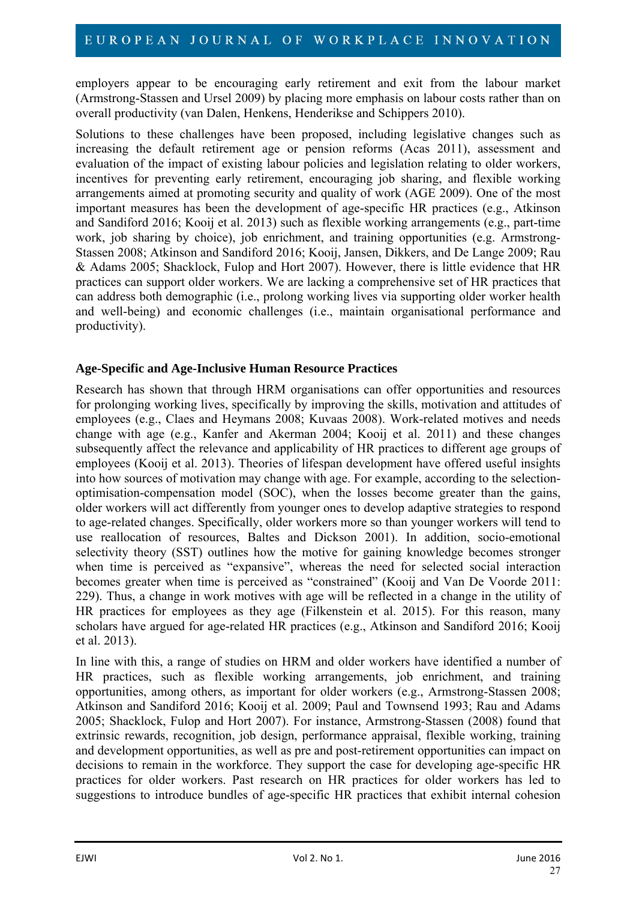employers appear to be encouraging early retirement and exit from the labour market (Armstrong-Stassen and Ursel 2009) by placing more emphasis on labour costs rather than on overall productivity (van Dalen, Henkens, Henderikse and Schippers 2010).

Solutions to these challenges have been proposed, including legislative changes such as increasing the default retirement age or pension reforms (Acas 2011), assessment and evaluation of the impact of existing labour policies and legislation relating to older workers, incentives for preventing early retirement, encouraging job sharing, and flexible working arrangements aimed at promoting security and quality of work (AGE 2009). One of the most important measures has been the development of age-specific HR practices (e.g., Atkinson and Sandiford 2016; Kooij et al. 2013) such as flexible working arrangements (e.g., part-time work, job sharing by choice), job enrichment, and training opportunities (e.g. Armstrong-Stassen 2008; Atkinson and Sandiford 2016; Kooij, Jansen, Dikkers, and De Lange 2009; Rau & Adams 2005; Shacklock, Fulop and Hort 2007). However, there is little evidence that HR practices can support older workers. We are lacking a comprehensive set of HR practices that can address both demographic (i.e., prolong working lives via supporting older worker health and well-being) and economic challenges (i.e., maintain organisational performance and productivity).

## Age-Specific and Age-Inclusive Human Resource Practices

Research has shown that through HRM organisations can offer opportunities and resources for prolonging working lives, specifically by improving the skills, motivation and attitudes of employees (e.g., Claes and Heymans 2008; Kuvaas 2008). Work-related motives and needs change with age (e.g., Kanfer and Akerman 2004; Kooij et al. 2011) and these changes subsequently affect the relevance and applicability of HR practices to different age groups of employees (Kooij et al. 2013). Theories of lifespan development have offered useful insights into how sources of motivation may change with age. For example, according to the selection-optimisation-compensation model (SOC), when the losses become greater than the gains, older workers will act differently from younger ones to develop adaptive strategies to respond to age-related changes. Specifically, older workers more so than younger workers will tend to use reallocation of resources, Baltes and Dickson 2001). In addition, socio-emotional selectivity theory (SST) outlines how the motive for gaining knowledge becomes stronger when time is perceived as "expansive", whereas the need for selected social interaction becomes greater when time is perceived as "constrained" (Kooij and Van De Voorde 2011: 229). Thus, a change in work motives with age will be reflected in a change in the utility of HR practices for employees as they age (Filkenstein et al. 2015). For this reason, many scholars have argued for age-related HR practices (e.g., Atkinson and Sandiford 2016; Kooij et al. 2013).

In line with this, a range of studies on HRM and older workers have identified a number of HR practices, such as flexible working arrangements, job enrichment, and training opportunities, among others, as important for older workers (e.g., Armstrong-Stassen 2008; Atkinson and Sandiford 2016; Kooij et al. 2009; Paul and Townsend 1993; Rau and Adams 2005; Shacklock, Fulop and Hort 2007). For instance, Armstrong-Stassen (2008) found that extrinsic rewards, recognition, job design, performance appraisal, flexible working, training and development opportunities, as well as pre and post-retirement opportunities can impact on decisions to remain in the workforce. They support the case for developing age-specific HR practices for older workers. Past research on HR practices for older workers has led to suggestions to introduce bundles of age-specific HR practices that exhibit internal cohesion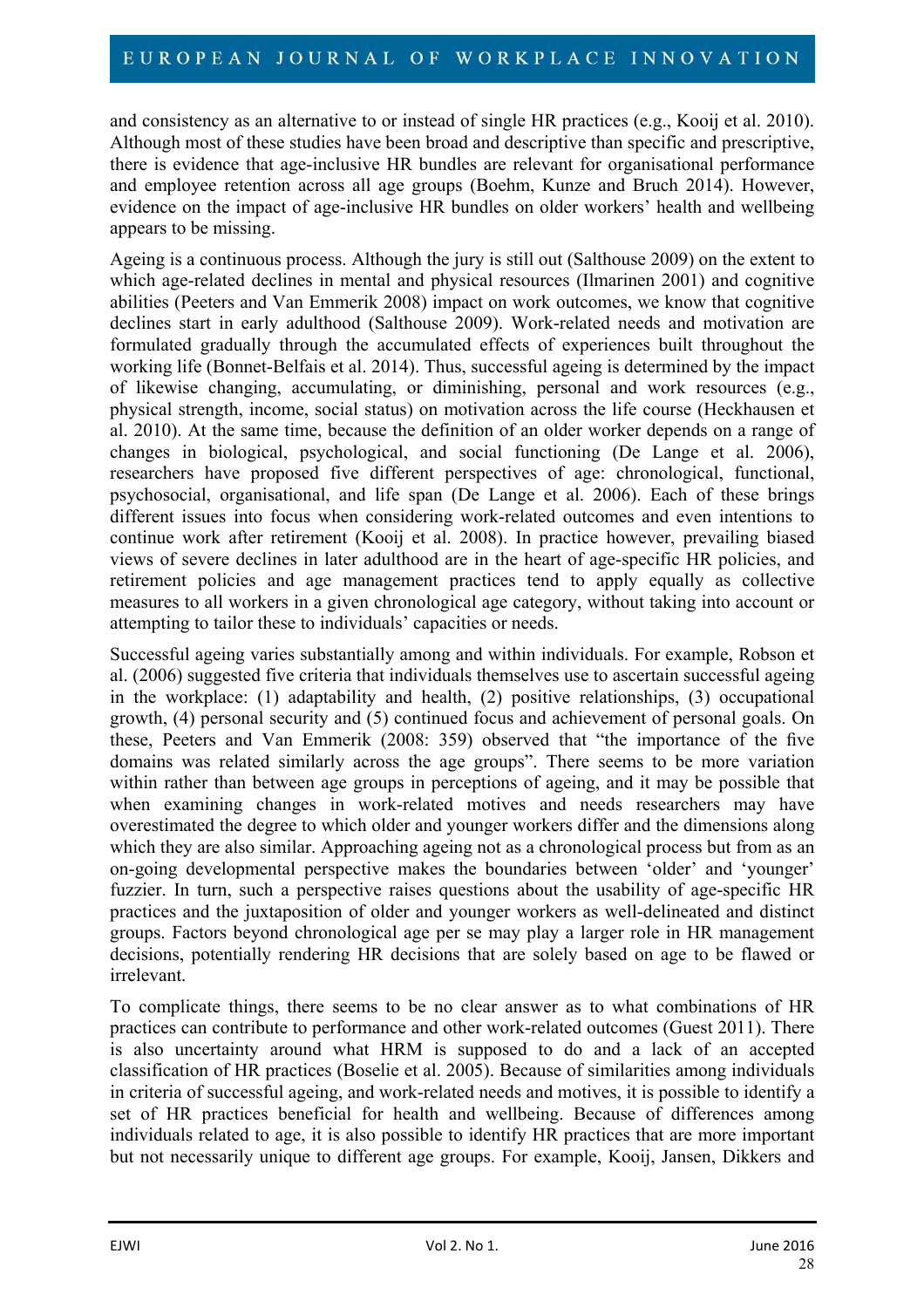and consistency as an alternative to or instead of single HR practices (e.g., Kooij et al. 2010). Although most of these studies have been broad and descriptive than specific and prescriptive, there is evidence that age-inclusive HR bundles are relevant for organisational performance and employee retention across all age groups (Boehm, Kunze and Bruch 2014). However, evidence on the impact of age-inclusive HR bundles on older workers' health and wellbeing appears to be missing.

Ageing is a continuous process. Although the jury is still out (Salthouse 2009) on the extent to which age-related declines in mental and physical resources (Ilmarinen 2001) and cognitive abilities (Peeters and Van Emmerik 2008) impact on work outcomes, we know that cognitive declines start in early adulthood (Salthouse 2009). Work-related needs and motivation are formulated gradually through the accumulated effects of experiences built throughout the working life (Bonnet-Belfais et al. 2014). Thus, successful ageing is determined by the impact of likewise changing, accumulating, or diminishing, personal and work resources (e.g., physical strength, income, social status) on motivation across the life course (Heckhausen et al. 2010). At the same time, because the definition of an older worker depends on a range of changes in biological, psychological, and social functioning (De Lange et al. 2006), researchers have proposed five different perspectives of age: chronological, functional, psychosocial, organisational, and life span (De Lange et al. 2006). Each of these brings different issues into focus when considering work-related outcomes and even intentions to continue work after retirement (Kooij et al. 2008). In practice however, prevailing biased views of severe declines in later adulthood are in the heart of age-specific HR policies, and retirement policies and age management practices tend to apply equally as collective measures to all workers in a given chronological age category, without taking into account or attempting to tailor these to individuals' capacities or needs.

Successful ageing varies substantially among and within individuals. For example, Robson et al. (2006) suggested five criteria that individuals themselves use to ascertain successful ageing in the workplace: (1) adaptability and health, (2) positive relationships, (3) occupational growth, (4) personal security and (5) continued focus and achievement of personal goals. On these, Peeters and Van Emmerik (2008: 359) observed that "the importance of the five domains was related similarly across the age groups". There seems to be more variation within rather than between age groups in perceptions of ageing, and it may be possible that when examining changes in work-related motives and needs researchers may have overestimated the degree to which older and younger workers differ and the dimensions along which they are also similar. Approaching ageing not as a chronological process but from as an on-going developmental perspective makes the boundaries between 'older' and 'younger' fuzzier. In turn, such a perspective raises questions about the usability of age-specific HR practices and the juxtaposition of older and younger workers as well-delineated and distinct groups. Factors beyond chronological age per se may play a larger role in HR management decisions, potentially rendering HR decisions that are solely based on age to be flawed or irrelevant.

To complicate things, there seems to be no clear answer as to what combinations of HR practices can contribute to performance and other work-related outcomes (Guest 2011). There is also uncertainty around what HRM is supposed to do and a lack of an accepted classification of HR practices (Boselie et al. 2005). Because of similarities among individuals in criteria of successful ageing, and work-related needs and motives, it is possible to identify a set of HR practices beneficial for health and wellbeing. Because of differences among individuals related to age, it is also possible to identify HR practices that are more important but not necessarily unique to different age groups. For example, Kooij, Jansen, Dikkers and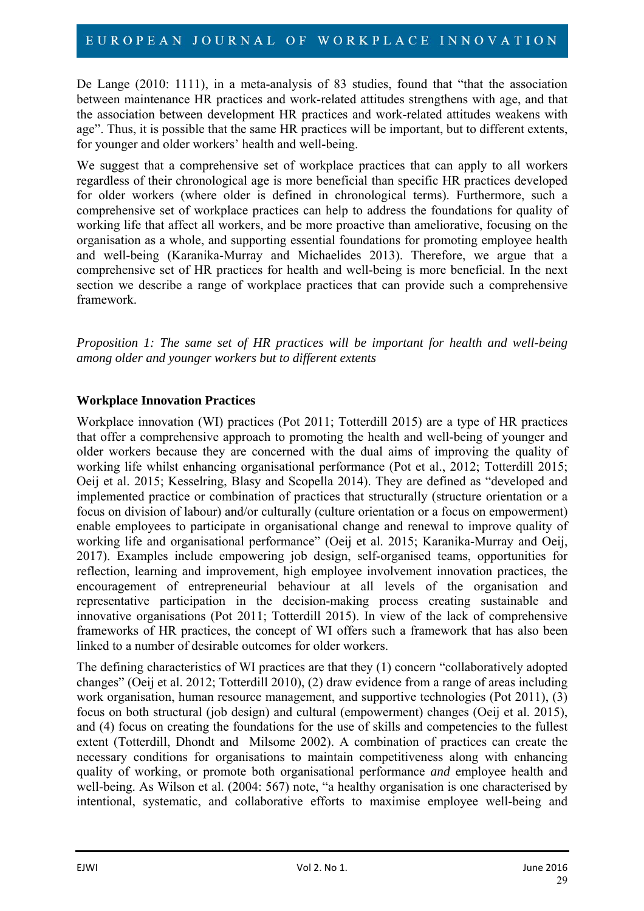De Lange (2010: 1111), in a meta-analysis of 83 studies, found that “that the association between maintenance HR practices and work-related attitudes strengthens with age, and that the association between development HR practices and work-related attitudes weakens with age”. Thus, it is possible that the same HR practices will be important, but to different extents, for younger and older workers’ health and well-being.

We suggest that a comprehensive set of workplace practices that can apply to all workers regardless of their chronological age is more beneficial than specific HR practices developed for older workers (where older is defined in chronological terms). Furthermore, such a comprehensive set of workplace practices can help to address the foundations for quality of working life that affect all workers, and be more proactive than ameliorative, focusing on the organisation as a whole, and supporting essential foundations for promoting employee health and well-being (Karanika-Murray and Michaelides 2013). Therefore, we argue that a comprehensive set of HR practices for health and well-being is more beneficial. In the next section we describe a range of workplace practices that can provide such a comprehensive framework.

*Proposition 1: The same set of HR practices will be important for health and well-being among older and younger workers but to different extents*

**Workplace Innovation Practices**

Workplace innovation (WI) practices (Pot 2011; Totterdill 2015) are a type of HR practices that offer a comprehensive approach to promoting the health and well-being of younger and older workers because they are concerned with the dual aims of improving the quality of working life whilst enhancing organisational performance (Pot et al., 2012; Totterdill 2015; Oeij et al. 2015; Kesselring, Blasy and Scopella 2014). They are defined as “developed and implemented practice or combination of practices that structurally (structure orientation or a focus on division of labour) and/or culturally (culture orientation or a focus on empowerment) enable employees to participate in organisational change and renewal to improve quality of working life and organisational performance” (Oeij et al. 2015; Karanika-Murray and Oeij, 2017). Examples include empowering job design, self-organised teams, opportunities for reflection, learning and improvement, high employee involvement innovation practices, the encouragement of entrepreneurial behaviour at all levels of the organisation and representative participation in the decision-making process creating sustainable and innovative organisations (Pot 2011; Totterdill 2015). In view of the lack of comprehensive frameworks of HR practices, the concept of WI offers such a framework that has also been linked to a number of desirable outcomes for older workers.

The defining characteristics of WI practices are that they (1) concern “collaboratively adopted changes” (Oeij et al. 2012; Totterdill 2010), (2) draw evidence from a range of areas including work organisation, human resource management, and supportive technologies (Pot 2011), (3) focus on both structural (job design) and cultural (empowerment) changes (Oeij et al. 2015), and (4) focus on creating the foundations for the use of skills and competencies to the fullest extent (Totterdill, Dhondt and Milsome 2002). A combination of practices can create the necessary conditions for organisations to maintain competitiveness along with enhancing quality of working, or promote both organisational performance *and* employee health and well-being. As Wilson et al. (2004: 567) note, “a healthy organisation is one characterised by intentional, systematic, and collaborative efforts to maximise employee well-being and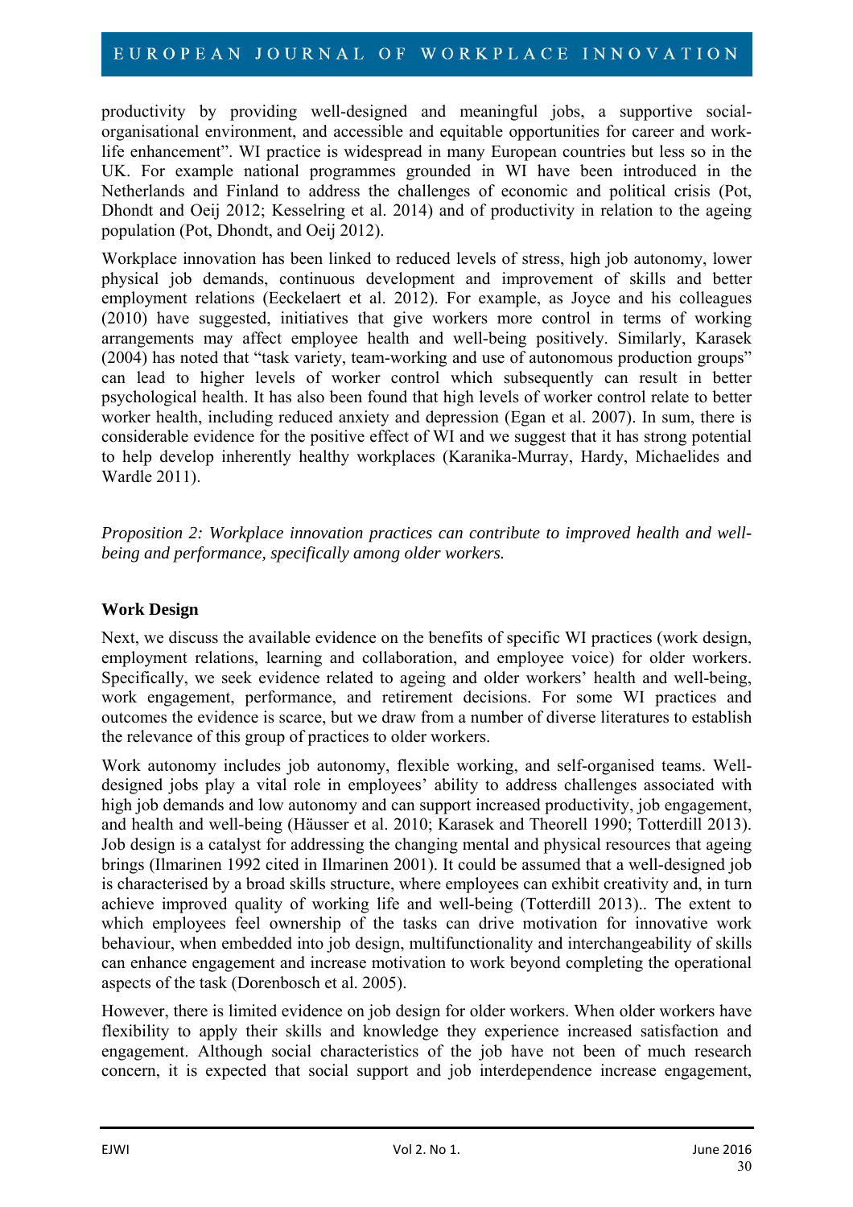productivity by providing well-designed and meaningful jobs, a supportive social-organisational environment, and accessible and equitable opportunities for career and work-life enhancement". WI practice is widespread in many European countries but less so in the UK. For example national programmes grounded in WI have been introduced in the Netherlands and Finland to address the challenges of economic and political crisis (Pot, Dhondt and Oeij 2012; Kesselring et al. 2014) and of productivity in relation to the ageing population (Pot, Dhondt, and Oeij 2012).

Workplace innovation has been linked to reduced levels of stress, high job autonomy, lower physical job demands, continuous development and improvement of skills and better employment relations (Eeckelaert et al. 2012). For example, as Joyce and his colleagues (2010) have suggested, initiatives that give workers more control in terms of working arrangements may affect employee health and well-being positively. Similarly, Karasek (2004) has noted that "task variety, team-working and use of autonomous production groups" can lead to higher levels of worker control which subsequently can result in better psychological health. It has also been found that high levels of worker control relate to better worker health, including reduced anxiety and depression (Egan et al. 2007). In sum, there is considerable evidence for the positive effect of WI and we suggest that it has strong potential to help develop inherently healthy workplaces (Karanika-Murray, Hardy, Michaelides and Wardle 2011).

*Proposition 2: Workplace innovation practices can contribute to improved health and well-being and performance, specifically among older workers.*

## Work Design

Next, we discuss the available evidence on the benefits of specific WI practices (work design, employment relations, learning and collaboration, and employee voice) for older workers. Specifically, we seek evidence related to ageing and older workers' health and well-being, work engagement, performance, and retirement decisions. For some WI practices and outcomes the evidence is scarce, but we draw from a number of diverse literatures to establish the relevance of this group of practices to older workers.

Work autonomy includes job autonomy, flexible working, and self-organised teams. Well-designed jobs play a vital role in employees' ability to address challenges associated with high job demands and low autonomy and can support increased productivity, job engagement, and health and well-being (Häusser et al. 2010; Karasek and Theorell 1990; Totterdill 2013). Job design is a catalyst for addressing the changing mental and physical resources that ageing brings (Ilmarinen 1992 cited in Ilmarinen 2001). It could be assumed that a well-designed job is characterised by a broad skills structure, where employees can exhibit creativity and, in turn achieve improved quality of working life and well-being (Totterdill 2013).. The extent to which employees feel ownership of the tasks can drive motivation for innovative work behaviour, when embedded into job design, multifunctionality and interchangeability of skills can enhance engagement and increase motivation to work beyond completing the operational aspects of the task (Dorenbosch et al. 2005).

However, there is limited evidence on job design for older workers. When older workers have flexibility to apply their skills and knowledge they experience increased satisfaction and engagement. Although social characteristics of the job have not been of much research concern, it is expected that social support and job interdependence increase engagement,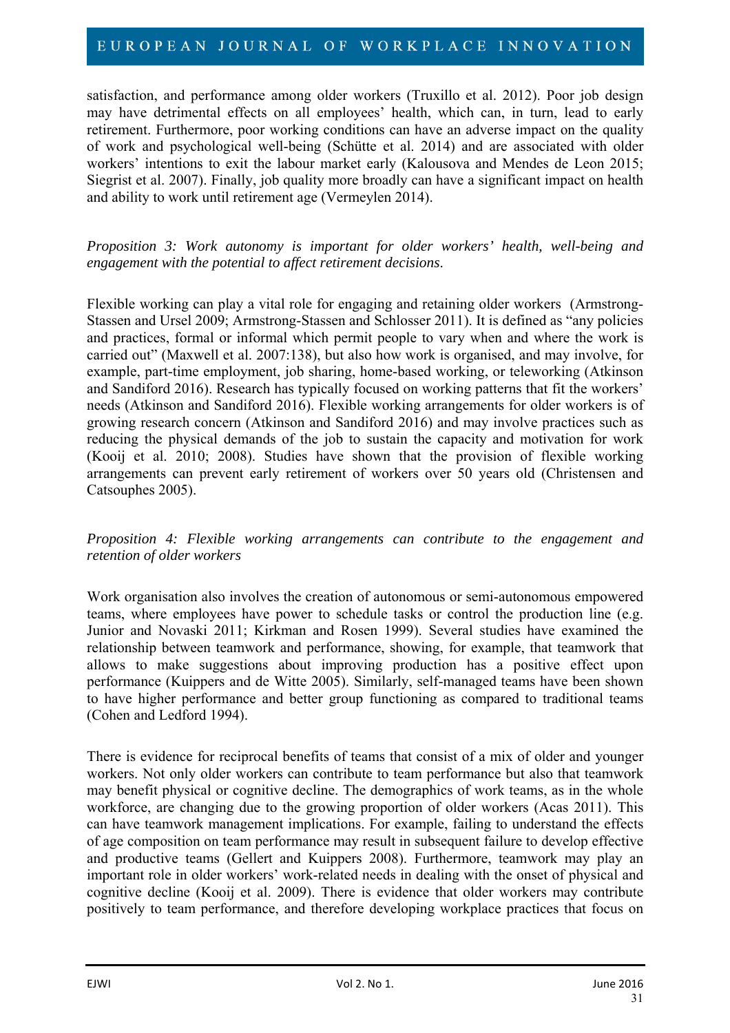satisfaction, and performance among older workers (Truxillo et al. 2012). Poor job design may have detrimental effects on all employees' health, which can, in turn, lead to early retirement. Furthermore, poor working conditions can have an adverse impact on the quality of work and psychological well-being (Schütte et al. 2014) and are associated with older workers' intentions to exit the labour market early (Kalousova and Mendes de Leon 2015; Siegrist et al. 2007). Finally, job quality more broadly can have a significant impact on health and ability to work until retirement age (Vermeylen 2014).

*Proposition 3: Work autonomy is important for older workers' health, well-being and engagement with the potential to affect retirement decisions.*

Flexible working can play a vital role for engaging and retaining older workers (Armstrong-Stassen and Ursel 2009; Armstrong-Stassen and Schlosser 2011). It is defined as "any policies and practices, formal or informal which permit people to vary when and where the work is carried out" (Maxwell et al. 2007:138), but also how work is organised, and may involve, for example, part-time employment, job sharing, home-based working, or teleworking (Atkinson and Sandiford 2016). Research has typically focused on working patterns that fit the workers' needs (Atkinson and Sandiford 2016). Flexible working arrangements for older workers is of growing research concern (Atkinson and Sandiford 2016) and may involve practices such as reducing the physical demands of the job to sustain the capacity and motivation for work (Kooij et al. 2010; 2008). Studies have shown that the provision of flexible working arrangements can prevent early retirement of workers over 50 years old (Christensen and Catsouphes 2005).

*Proposition 4: Flexible working arrangements can contribute to the engagement and retention of older workers*

Work organisation also involves the creation of autonomous or semi-autonomous empowered teams, where employees have power to schedule tasks or control the production line (e.g. Junior and Novaski 2011; Kirkman and Rosen 1999). Several studies have examined the relationship between teamwork and performance, showing, for example, that teamwork that allows to make suggestions about improving production has a positive effect upon performance (Kuippers and de Witte 2005). Similarly, self-managed teams have been shown to have higher performance and better group functioning as compared to traditional teams (Cohen and Ledford 1994).

There is evidence for reciprocal benefits of teams that consist of a mix of older and younger workers. Not only older workers can contribute to team performance but also that teamwork may benefit physical or cognitive decline. The demographics of work teams, as in the whole workforce, are changing due to the growing proportion of older workers (Acas 2011). This can have teamwork management implications. For example, failing to understand the effects of age composition on team performance may result in subsequent failure to develop effective and productive teams (Gellert and Kuippers 2008). Furthermore, teamwork may play an important role in older workers' work-related needs in dealing with the onset of physical and cognitive decline (Kooij et al. 2009). There is evidence that older workers may contribute positively to team performance, and therefore developing workplace practices that focus on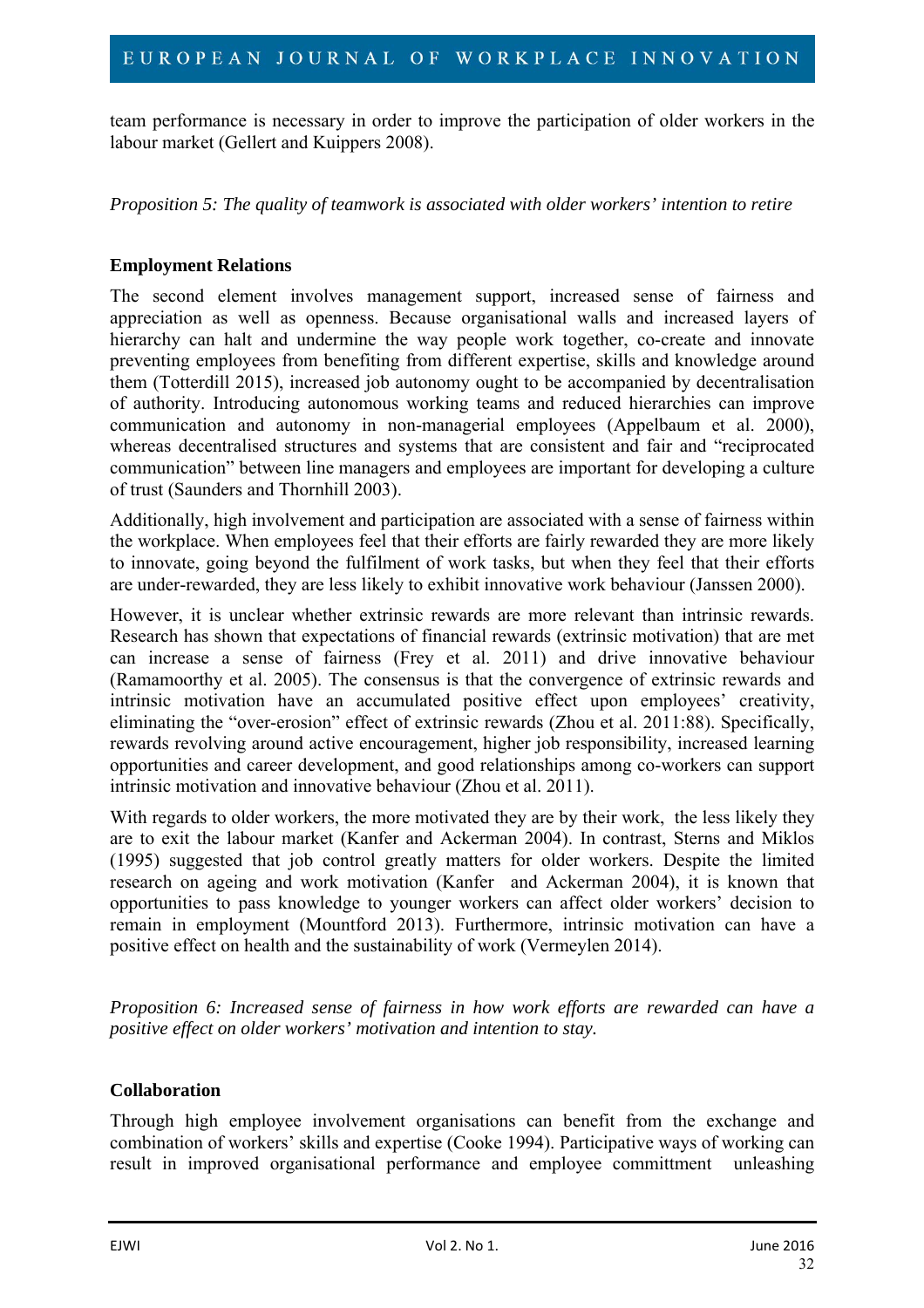team performance is necessary in order to improve the participation of older workers in the labour market (Gellert and Kuippers 2008).

*Proposition 5: The quality of teamwork is associated with older workers' intention to retire*

**Employment Relations**

The second element involves management support, increased sense of fairness and appreciation as well as openness. Because organisational walls and increased layers of hierarchy can halt and undermine the way people work together, co-create and innovate preventing employees from benefiting from different expertise, skills and knowledge around them (Totterdill 2015), increased job autonomy ought to be accompanied by decentralisation of authority. Introducing autonomous working teams and reduced hierarchies can improve communication and autonomy in non-managerial employees (Appelbaum et al. 2000), whereas decentralised structures and systems that are consistent and fair and "reciprocated communication" between line managers and employees are important for developing a culture of trust (Saunders and Thornhill 2003).

Additionally, high involvement and participation are associated with a sense of fairness within the workplace. When employees feel that their efforts are fairly rewarded they are more likely to innovate, going beyond the fulfilment of work tasks, but when they feel that their efforts are under-rewarded, they are less likely to exhibit innovative work behaviour (Janssen 2000).

However, it is unclear whether extrinsic rewards are more relevant than intrinsic rewards. Research has shown that expectations of financial rewards (extrinsic motivation) that are met can increase a sense of fairness (Frey et al. 2011) and drive innovative behaviour (Ramamoorthy et al. 2005). The consensus is that the convergence of extrinsic rewards and intrinsic motivation have an accumulated positive effect upon employees' creativity, eliminating the "over-erosion" effect of extrinsic rewards (Zhou et al. 2011:88). Specifically, rewards revolving around active encouragement, higher job responsibility, increased learning opportunities and career development, and good relationships among co-workers can support intrinsic motivation and innovative behaviour (Zhou et al. 2011).

With regards to older workers, the more motivated they are by their work, the less likely they are to exit the labour market (Kanfer and Ackerman 2004). In contrast, Sterns and Miklos (1995) suggested that job control greatly matters for older workers. Despite the limited research on ageing and work motivation (Kanfer and Ackerman 2004), it is known that opportunities to pass knowledge to younger workers can affect older workers' decision to remain in employment (Mountford 2013). Furthermore, intrinsic motivation can have a positive effect on health and the sustainability of work (Vermeylen 2014).

*Proposition 6: Increased sense of fairness in how work efforts are rewarded can have a positive effect on older workers' motivation and intention to stay.*

**Collaboration**

Through high employee involvement organisations can benefit from the exchange and combination of workers' skills and expertise (Cooke 1994). Participative ways of working can result in improved organisational performance and employee committment unleashing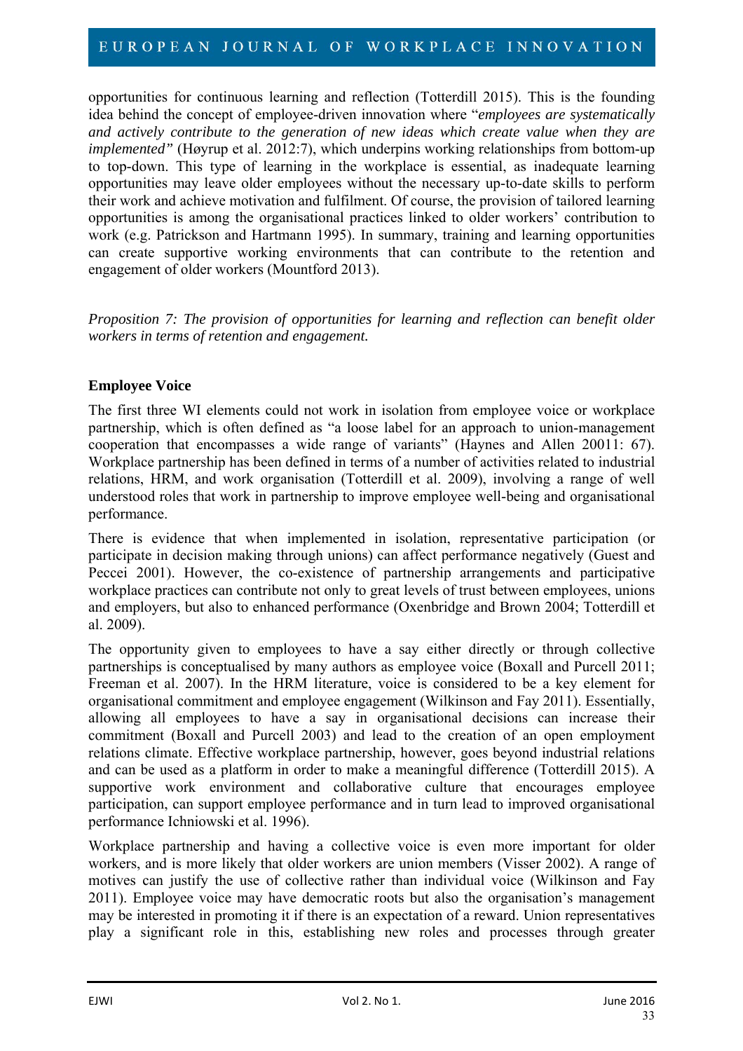opportunities for continuous learning and reflection (Totterdill 2015). This is the founding idea behind the concept of employee-driven innovation where "*employees are systematically and actively contribute to the generation of new ideas which create value when they are implemented"* (Høyrup et al. 2012:7), which underpins working relationships from bottom-up to top-down. This type of learning in the workplace is essential, as inadequate learning opportunities may leave older employees without the necessary up-to-date skills to perform their work and achieve motivation and fulfilment. Of course, the provision of tailored learning opportunities is among the organisational practices linked to older workers' contribution to work (e.g. Patrickson and Hartmann 1995). In summary, training and learning opportunities can create supportive working environments that can contribute to the retention and engagement of older workers (Mountford 2013).

*Proposition 7: The provision of opportunities for learning and reflection can benefit older workers in terms of retention and engagement.*

**Employee Voice**

The first three WI elements could not work in isolation from employee voice or workplace partnership, which is often defined as "a loose label for an approach to union-management cooperation that encompasses a wide range of variants" (Haynes and Allen 20011: 67). Workplace partnership has been defined in terms of a number of activities related to industrial relations, HRM, and work organisation (Totterdill et al. 2009), involving a range of well understood roles that work in partnership to improve employee well-being and organisational performance.

There is evidence that when implemented in isolation, representative participation (or participate in decision making through unions) can affect performance negatively (Guest and Peccei 2001). However, the co-existence of partnership arrangements and participative workplace practices can contribute not only to great levels of trust between employees, unions and employers, but also to enhanced performance (Oxenbridge and Brown 2004; Totterdill et al. 2009).

The opportunity given to employees to have a say either directly or through collective partnerships is conceptualised by many authors as employee voice (Boxall and Purcell 2011; Freeman et al. 2007). In the HRM literature, voice is considered to be a key element for organisational commitment and employee engagement (Wilkinson and Fay 2011). Essentially, allowing all employees to have a say in organisational decisions can increase their commitment (Boxall and Purcell 2003) and lead to the creation of an open employment relations climate. Effective workplace partnership, however, goes beyond industrial relations and can be used as a platform in order to make a meaningful difference (Totterdill 2015). A supportive work environment and collaborative culture that encourages employee participation, can support employee performance and in turn lead to improved organisational performance Ichniowski et al. 1996).

Workplace partnership and having a collective voice is even more important for older workers, and is more likely that older workers are union members (Visser 2002). A range of motives can justify the use of collective rather than individual voice (Wilkinson and Fay 2011). Employee voice may have democratic roots but also the organisation's management may be interested in promoting it if there is an expectation of a reward. Union representatives play a significant role in this, establishing new roles and processes through greater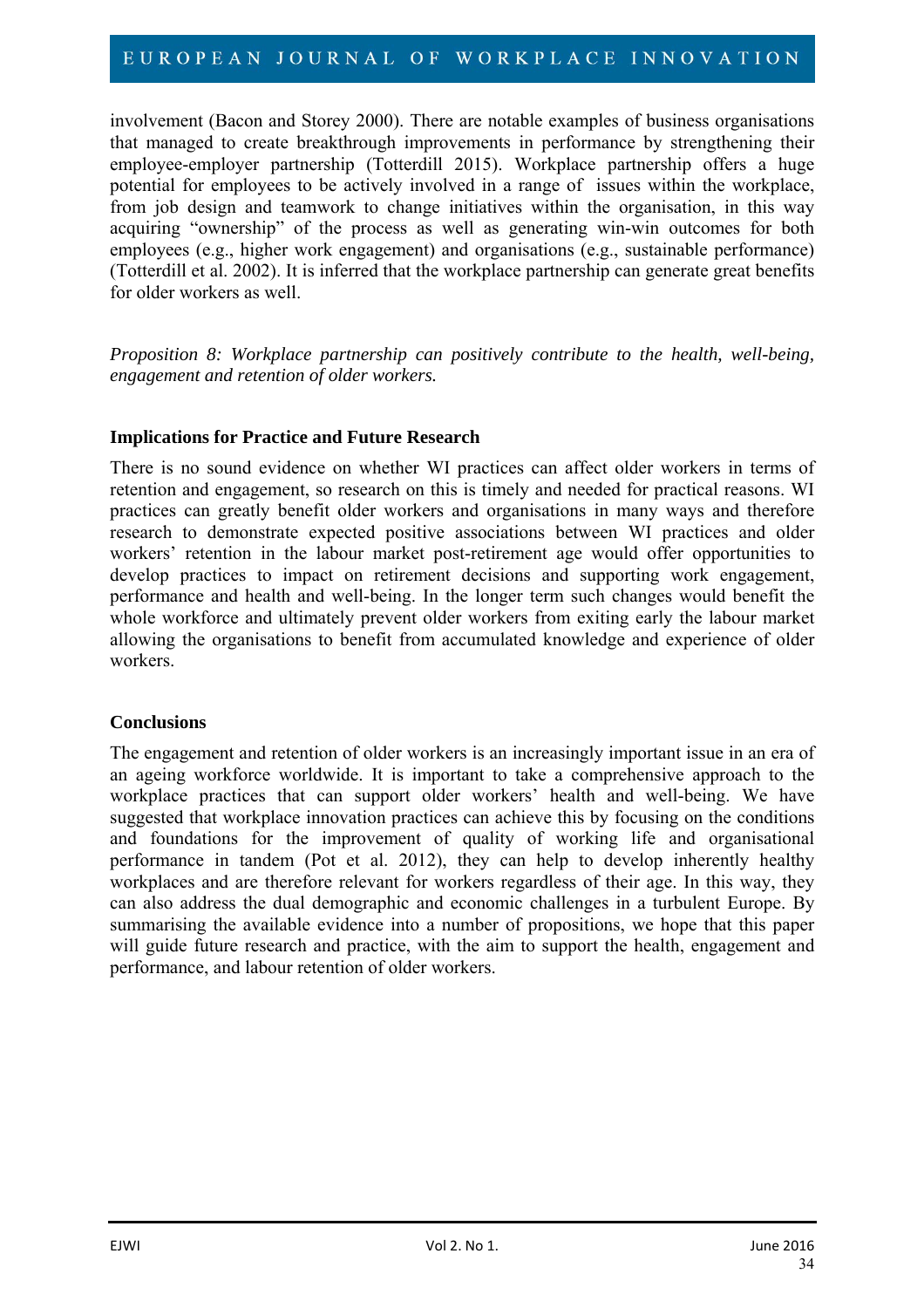involvement (Bacon and Storey 2000). There are notable examples of business organisations that managed to create breakthrough improvements in performance by strengthening their employee-employer partnership (Totterdill 2015). Workplace partnership offers a huge potential for employees to be actively involved in a range of issues within the workplace, from job design and teamwork to change initiatives within the organisation, in this way acquiring "ownership" of the process as well as generating win-win outcomes for both employees (e.g., higher work engagement) and organisations (e.g., sustainable performance) (Totterdill et al. 2002). It is inferred that the workplace partnership can generate great benefits for older workers as well.

*Proposition 8: Workplace partnership can positively contribute to the health, well-being, engagement and retention of older workers.*

## Implications for Practice and Future Research

There is no sound evidence on whether WI practices can affect older workers in terms of retention and engagement, so research on this is timely and needed for practical reasons. WI practices can greatly benefit older workers and organisations in many ways and therefore research to demonstrate expected positive associations between WI practices and older workers' retention in the labour market post-retirement age would offer opportunities to develop practices to impact on retirement decisions and supporting work engagement, performance and health and well-being. In the longer term such changes would benefit the whole workforce and ultimately prevent older workers from exiting early the labour market allowing the organisations to benefit from accumulated knowledge and experience of older workers.

## Conclusions

The engagement and retention of older workers is an increasingly important issue in an era of an ageing workforce worldwide. It is important to take a comprehensive approach to the workplace practices that can support older workers' health and well-being. We have suggested that workplace innovation practices can achieve this by focusing on the conditions and foundations for the improvement of quality of working life and organisational performance in tandem (Pot et al. 2012), they can help to develop inherently healthy workplaces and are therefore relevant for workers regardless of their age. In this way, they can also address the dual demographic and economic challenges in a turbulent Europe. By summarising the available evidence into a number of propositions, we hope that this paper will guide future research and practice, with the aim to support the health, engagement and performance, and labour retention of older workers.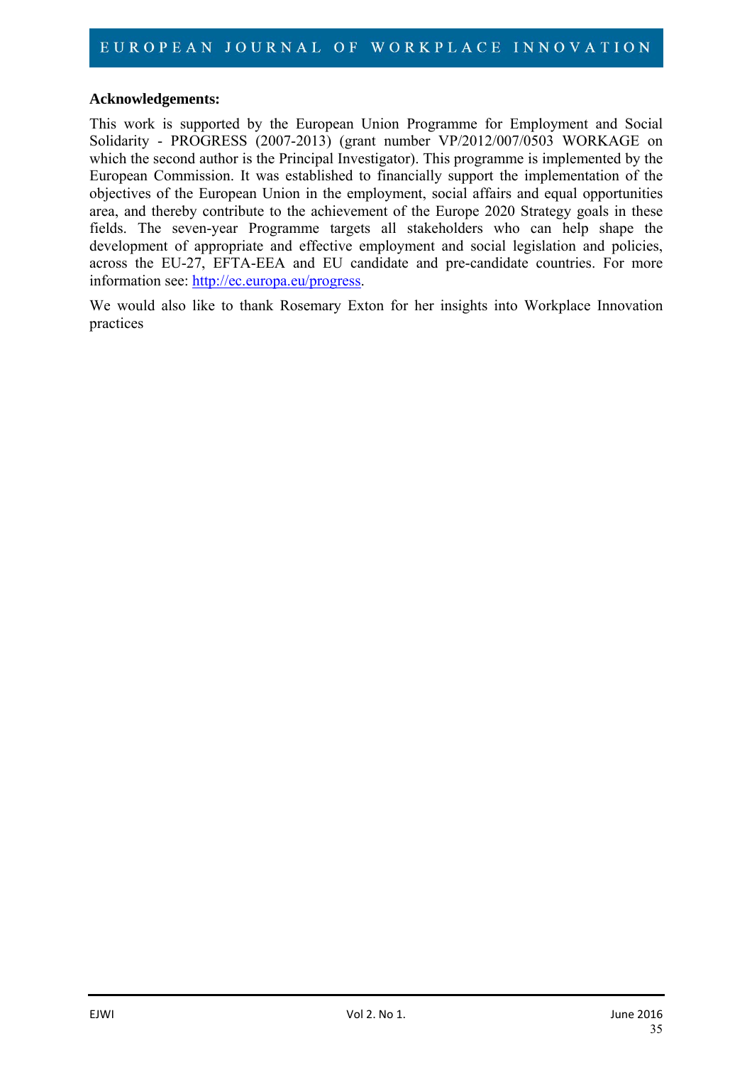**Acknowledgements:**

This work is supported by the European Union Programme for Employment and Social Solidarity - PROGRESS (2007-2013) (grant number VP/2012/007/0503 WORKAGE on which the second author is the Principal Investigator). This programme is implemented by the European Commission. It was established to financially support the implementation of the objectives of the European Union in the employment, social affairs and equal opportunities area, and thereby contribute to the achievement of the Europe 2020 Strategy goals in these fields. The seven-year Programme targets all stakeholders who can help shape the development of appropriate and effective employment and social legislation and policies, across the EU-27, EFTA-EEA and EU candidate and pre-candidate countries. For more information see: http://ec.europa.eu/progress.

We would also like to thank Rosemary Exton for her insights into Workplace Innovation practices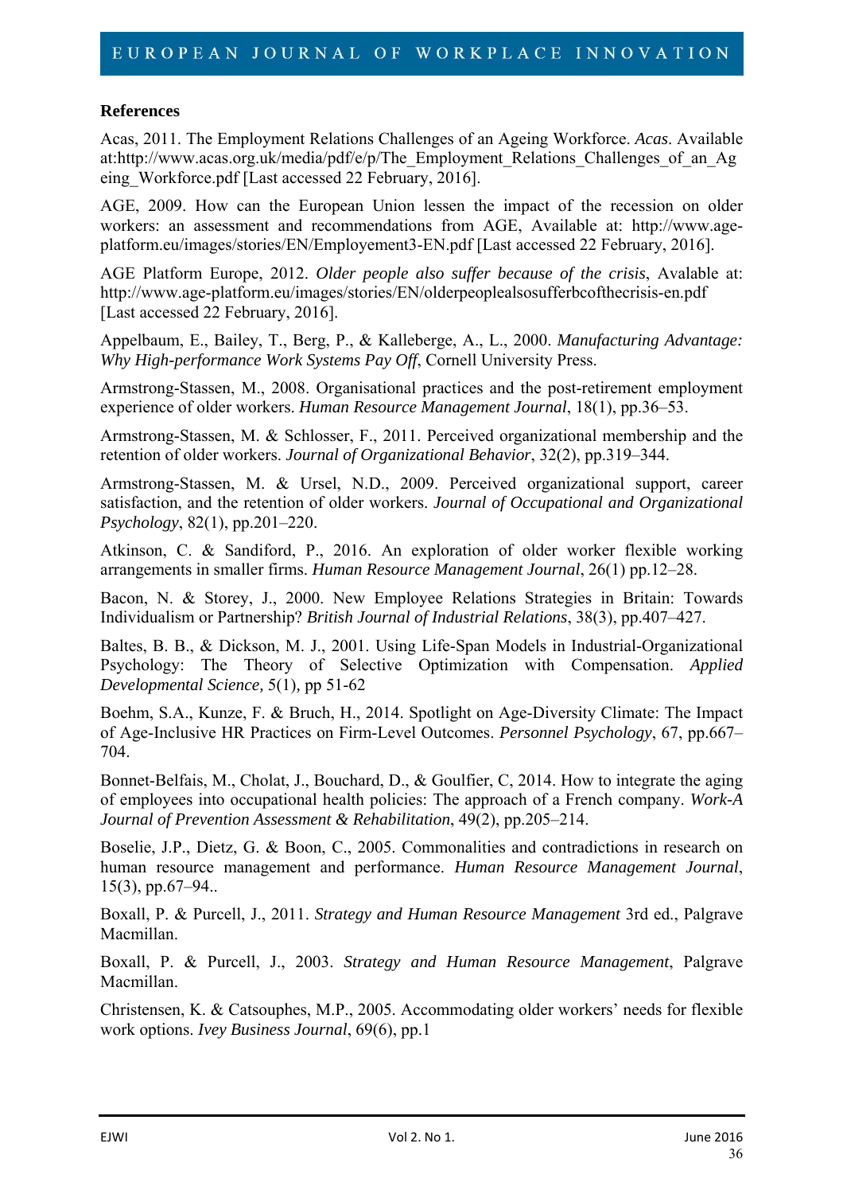## References

Acas, 2011. The Employment Relations Challenges of an Ageing Workforce. *Acas*. Available at:http://www.acas.org.uk/media/pdf/e/p/The_Employment_Relations_Challenges_of_an_Ageing_Workforce.pdf [Last accessed 22 February, 2016].

AGE, 2009. How can the European Union lessen the impact of the recession on older workers: an assessment and recommendations from AGE, Available at: http://www.age-platform.eu/images/stories/EN/Employement3-EN.pdf [Last accessed 22 February, 2016].

AGE Platform Europe, 2012. *Older people also suffer because of the crisis*, Avalable at: http://www.age-platform.eu/images/stories/EN/olderpeoplealsosufferbcofthecrisis-en.pdf [Last accessed 22 February, 2016].

Appelbaum, E., Bailey, T., Berg, P., & Kalleberge, A., L., 2000. *Manufacturing Advantage: Why High-performance Work Systems Pay Off*, Cornell University Press.

Armstrong-Stassen, M., 2008. Organisational practices and the post-retirement employment experience of older workers. *Human Resource Management Journal*, 18(1), pp.36–53.

Armstrong-Stassen, M. & Schlosser, F., 2011. Perceived organizational membership and the retention of older workers. *Journal of Organizational Behavior*, 32(2), pp.319–344.

Armstrong-Stassen, M. & Ursel, N.D., 2009. Perceived organizational support, career satisfaction, and the retention of older workers. *Journal of Occupational and Organizational Psychology*, 82(1), pp.201–220.

Atkinson, C. & Sandiford, P., 2016. An exploration of older worker flexible working arrangements in smaller firms. *Human Resource Management Journal*, 26(1) pp.12–28.

Bacon, N. & Storey, J., 2000. New Employee Relations Strategies in Britain: Towards Individualism or Partnership? *British Journal of Industrial Relations*, 38(3), pp.407–427.

Baltes, B. B., & Dickson, M. J., 2001. Using Life-Span Models in Industrial-Organizational Psychology: The Theory of Selective Optimization with Compensation. *Applied Developmental Science,* 5(1), pp 51-62

Boehm, S.A., Kunze, F. & Bruch, H., 2014. Spotlight on Age-Diversity Climate: The Impact of Age-Inclusive HR Practices on Firm-Level Outcomes. *Personnel Psychology*, 67, pp.667–704.

Bonnet-Belfais, M., Cholat, J., Bouchard, D., & Goulfier, C, 2014. How to integrate the aging of employees into occupational health policies: The approach of a French company. *Work-A Journal of Prevention Assessment & Rehabilitation*, 49(2), pp.205–214.

Boselie, J.P., Dietz, G. & Boon, C., 2005. Commonalities and contradictions in research on human resource management and performance. *Human Resource Management Journal*, 15(3), pp.67–94..

Boxall, P. & Purcell, J., 2011. *Strategy and Human Resource Management* 3rd ed., Palgrave Macmillan.

Boxall, P. & Purcell, J., 2003. *Strategy and Human Resource Management*, Palgrave Macmillan.

Christensen, K. & Catsouphes, M.P., 2005. Accommodating older workers' needs for flexible work options. *Ivey Business Journal*, 69(6), pp.1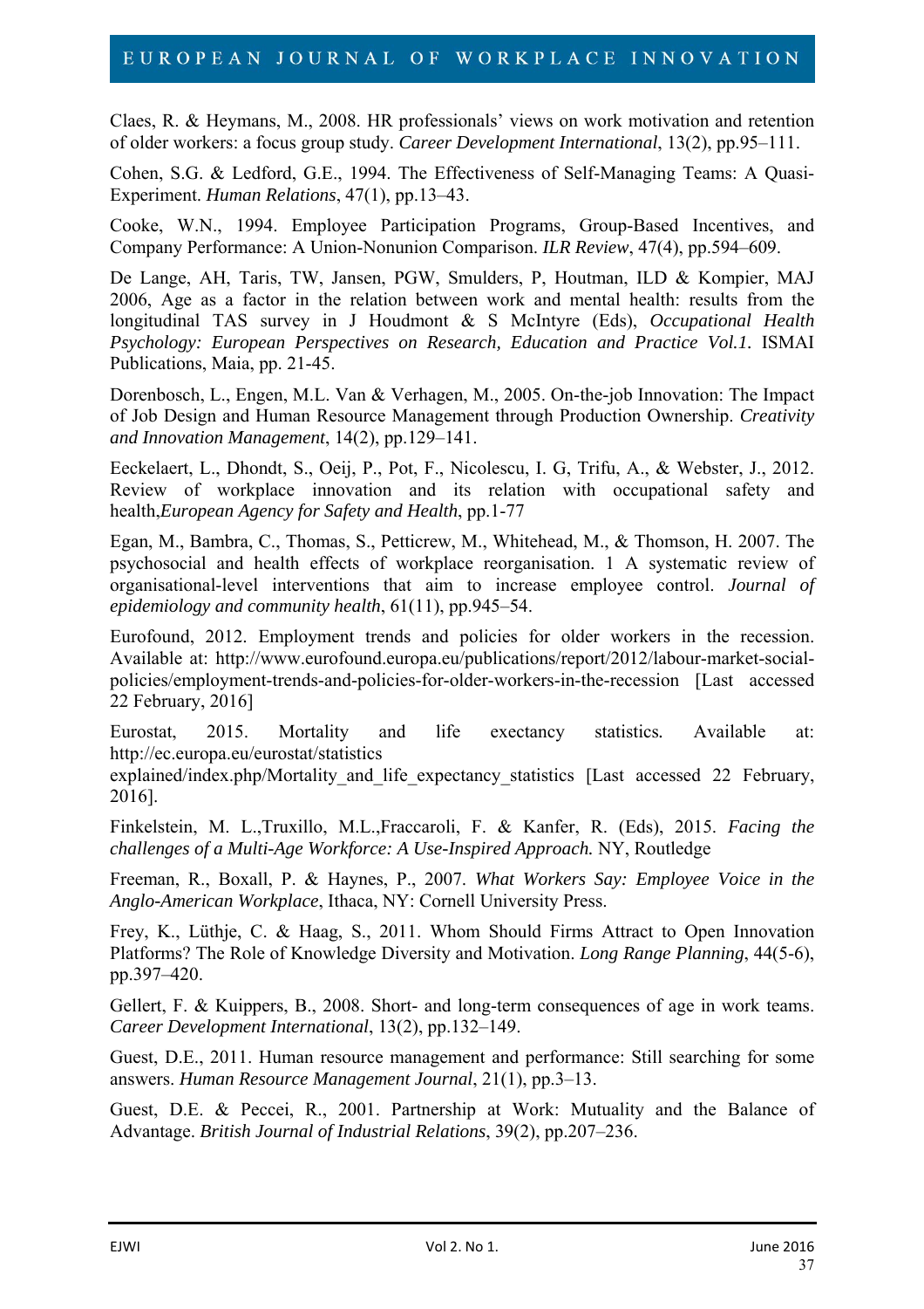Claes, R. & Heymans, M., 2008. HR professionals' views on work motivation and retention of older workers: a focus group study. *Career Development International*, 13(2), pp.95–111.

Cohen, S.G. & Ledford, G.E., 1994. The Effectiveness of Self-Managing Teams: A Quasi-Experiment. *Human Relations*, 47(1), pp.13–43.

Cooke, W.N., 1994. Employee Participation Programs, Group-Based Incentives, and Company Performance: A Union-Nonunion Comparison. *ILR Review*, 47(4), pp.594–609.

De Lange, AH, Taris, TW, Jansen, PGW, Smulders, P, Houtman, ILD & Kompier, MAJ 2006, Age as a factor in the relation between work and mental health: results from the longitudinal TAS survey in J Houdmont & S McIntyre (Eds), *Occupational Health Psychology: European Perspectives on Research, Education and Practice Vol.1.* ISMAI Publications, Maia, pp. 21-45.

Dorenbosch, L., Engen, M.L. Van & Verhagen, M., 2005. On-the-job Innovation: The Impact of Job Design and Human Resource Management through Production Ownership. *Creativity and Innovation Management*, 14(2), pp.129–141.

Eeckelaert, L., Dhondt, S., Oeij, P., Pot, F., Nicolescu, I. G, Trifu, A., & Webster, J., 2012. Review of workplace innovation and its relation with occupational safety and health,*European Agency for Safety and Health*, pp.1-77

Egan, M., Bambra, C., Thomas, S., Petticrew, M., Whitehead, M., & Thomson, H. 2007. The psychosocial and health effects of workplace reorganisation. 1 A systematic review of organisational-level interventions that aim to increase employee control. *Journal of epidemiology and community health*, 61(11), pp.945–54.

Eurofound, 2012. Employment trends and policies for older workers in the recession. Available at: http://www.eurofound.europa.eu/publications/report/2012/labour-market-social-policies/employment-trends-and-policies-for-older-workers-in-the-recession [Last accessed 22 February, 2016]

Eurostat, 2015. Mortality and life exectancy statistics. Available at: http://ec.europa.eu/eurostat/statistics explained/index.php/Mortality_and_life_expectancy_statistics [Last accessed 22 February, 2016].

Finkelstein, M. L.,Truxillo, M.L.,Fraccaroli, F. & Kanfer, R. (Eds), 2015. *Facing the challenges of a Multi-Age Workforce: A Use-Inspired Approach.* NY, Routledge

Freeman, R., Boxall, P. & Haynes, P., 2007. *What Workers Say: Employee Voice in the Anglo-American Workplace*, Ithaca, NY: Cornell University Press.

Frey, K., Lüthje, C. & Haag, S., 2011. Whom Should Firms Attract to Open Innovation Platforms? The Role of Knowledge Diversity and Motivation. *Long Range Planning*, 44(5-6), pp.397–420.

Gellert, F. & Kuippers, B., 2008. Short- and long-term consequences of age in work teams. *Career Development International*, 13(2), pp.132–149.

Guest, D.E., 2011. Human resource management and performance: Still searching for some answers. *Human Resource Management Journal*, 21(1), pp.3–13.

Guest, D.E. & Peccei, R., 2001. Partnership at Work: Mutuality and the Balance of Advantage. *British Journal of Industrial Relations*, 39(2), pp.207–236.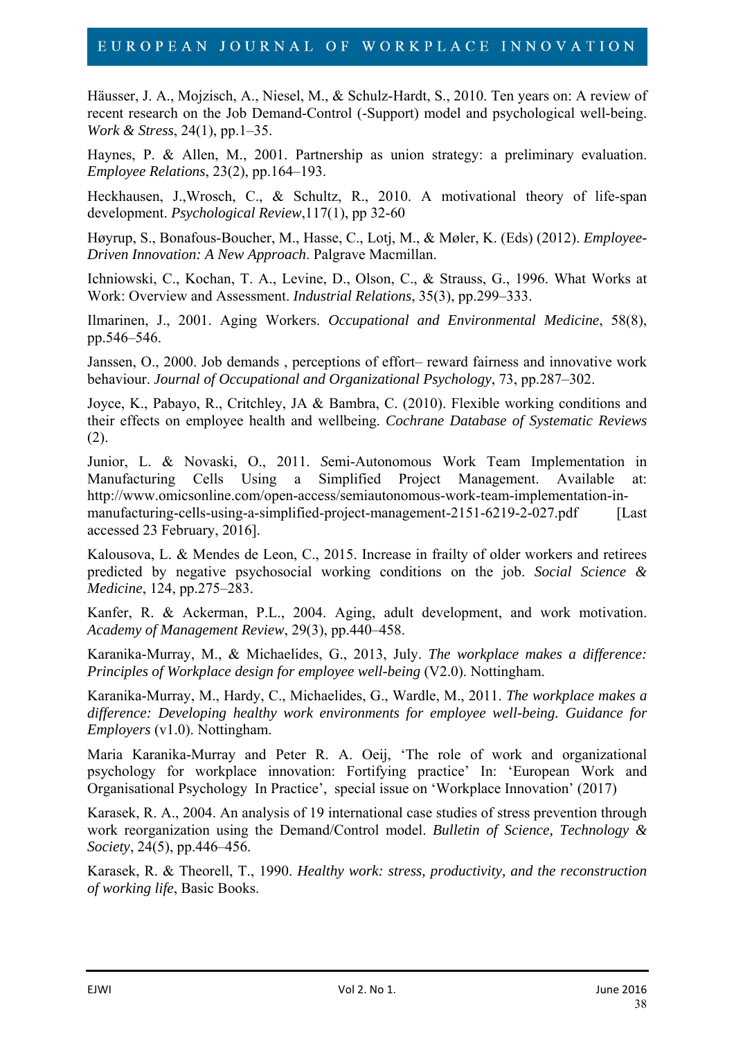Häusser, J. A., Mojzisch, A., Niesel, M., & Schulz-Hardt, S., 2010. Ten years on: A review of recent research on the Job Demand-Control (-Support) model and psychological well-being. *Work & Stress*, 24(1), pp.1–35.

Haynes, P. & Allen, M., 2001. Partnership as union strategy: a preliminary evaluation. *Employee Relations*, 23(2), pp.164–193.

Heckhausen, J.,Wrosch, C., & Schultz, R., 2010. A motivational theory of life-span development. *Psychological Review*,117(1), pp 32-60

Høyrup, S., Bonafous-Boucher, M., Hasse, C., Lotj, M., & Møler, K. (Eds) (2012). *Employee-Driven Innovation: A New Approach*. Palgrave Macmillan.

Ichniowski, C., Kochan, T. A., Levine, D., Olson, C., & Strauss, G., 1996. What Works at Work: Overview and Assessment. *Industrial Relations*, 35(3), pp.299–333.

Ilmarinen, J., 2001. Aging Workers. *Occupational and Environmental Medicine*, 58(8), pp.546–546.

Janssen, O., 2000. Job demands , perceptions of effort– reward fairness and innovative work behaviour. *Journal of Occupational and Organizational Psychology*, 73, pp.287–302.

Joyce, K., Pabayo, R., Critchley, JA & Bambra, C. (2010). Flexible working conditions and their effects on employee health and wellbeing. *Cochrane Database of Systematic Reviews* (2).

Junior, L. & Novaski, O., 2011. *S*emi-Autonomous Work Team Implementation in Manufacturing Cells Using a Simplified Project Management. Available at: http://www.omicsonline.com/open-access/semiautonomous-work-team-implementation-in-manufacturing-cells-using-a-simplified-project-management-2151-6219-2-027.pdf [Last accessed 23 February, 2016].

Kalousova, L. & Mendes de Leon, C., 2015. Increase in frailty of older workers and retirees predicted by negative psychosocial working conditions on the job. *Social Science & Medicine*, 124, pp.275–283.

Kanfer, R. & Ackerman, P.L., 2004. Aging, adult development, and work motivation. *Academy of Management Review*, 29(3), pp.440–458.

Karanika-Murray, M., & Michaelides, G., 2013, July. *The workplace makes a difference: Principles of Workplace design for employee well-being* (V2.0). Nottingham.

Karanika-Murray, M., Hardy, C., Michaelides, G., Wardle, M., 2011. *The workplace makes a difference: Developing healthy work environments for employee well-being. Guidance for Employers* (v1.0). Nottingham.

Maria Karanika-Murray and Peter R. A. Oeij, 'The role of work and organizational psychology for workplace innovation: Fortifying practice' In: 'European Work and Organisational Psychology In Practice', special issue on 'Workplace Innovation' (2017)

Karasek, R. A., 2004. An analysis of 19 international case studies of stress prevention through work reorganization using the Demand/Control model. *Bulletin of Science, Technology & Society*, 24(5), pp.446–456.

Karasek, R. & Theorell, T., 1990. *Healthy work: stress, productivity, and the reconstruction of working life*, Basic Books.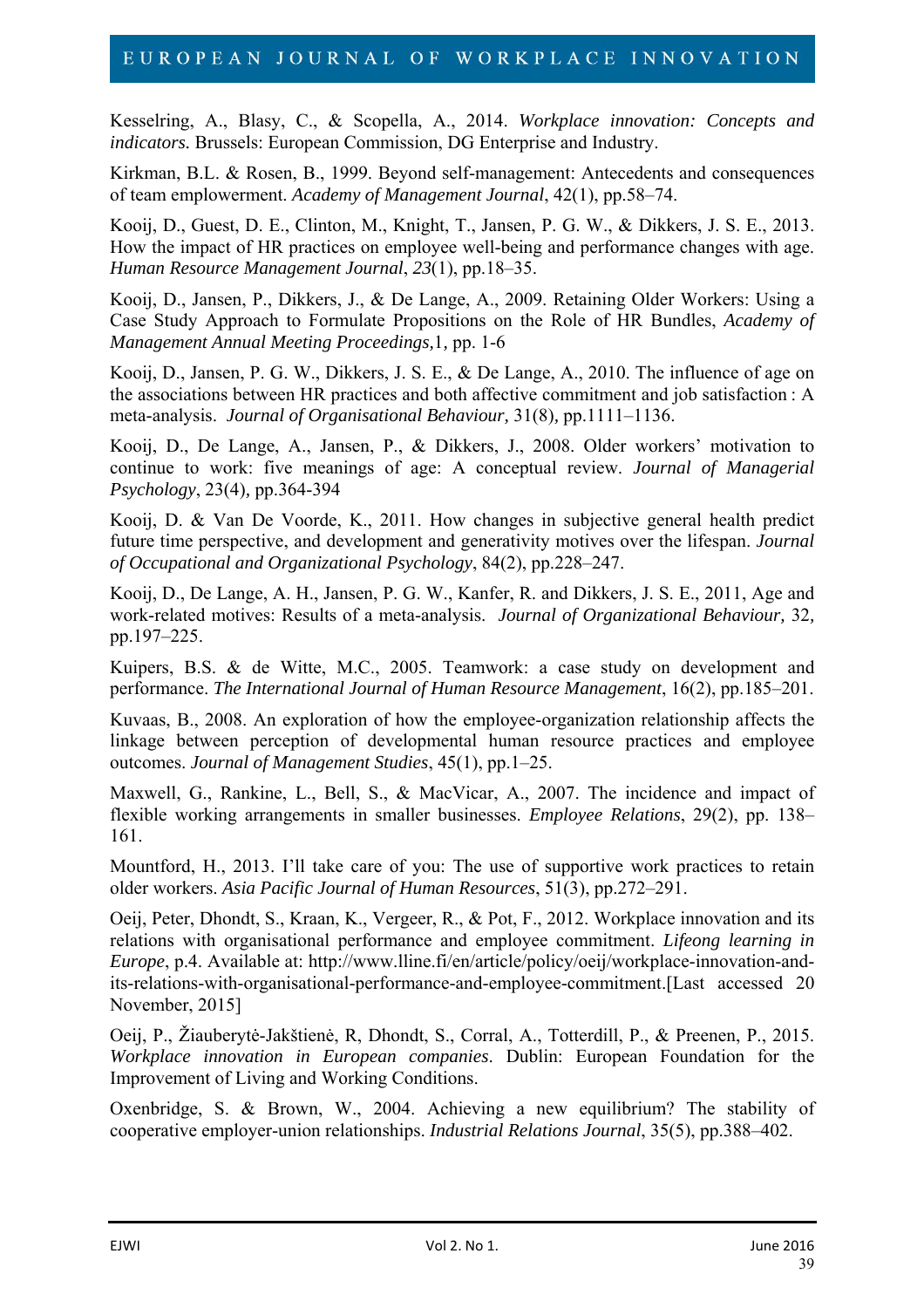Kesselring, A., Blasy, C., & Scopella, A., 2014. *Workplace innovation: Concepts and indicators.* Brussels: European Commission, DG Enterprise and Industry.

Kirkman, B.L. & Rosen, B., 1999. Beyond self-management: Antecedents and consequences of team emplowerment. *Academy of Management Journal*, 42(1), pp.58–74.

Kooij, D., Guest, D. E., Clinton, M., Knight, T., Jansen, P. G. W., & Dikkers, J. S. E., 2013. How the impact of HR practices on employee well-being and performance changes with age. *Human Resource Management Journal*, *23*(1), pp.18–35.

Kooij, D., Jansen, P., Dikkers, J., & De Lange, A., 2009. Retaining Older Workers: Using a Case Study Approach to Formulate Propositions on the Role of HR Bundles, *Academy of Management Annual Meeting Proceedings,*1*,* pp. 1-6

Kooij, D., Jansen, P. G. W., Dikkers, J. S. E., & De Lange, A., 2010. The influence of age on the associations between HR practices and both affective commitment and job satisfaction : A meta-analysis. *Journal of Organisational Behaviour,* 31(8)*,* pp.1111–1136.

Kooij, D., De Lange, A., Jansen, P., & Dikkers, J., 2008. Older workers' motivation to continue to work: five meanings of age: A conceptual review. *Journal of Managerial Psychology*, 23(4)*,* pp.364-394

Kooij, D. & Van De Voorde, K., 2011. How changes in subjective general health predict future time perspective, and development and generativity motives over the lifespan. *Journal of Occupational and Organizational Psychology*, 84(2), pp.228–247.

Kooij, D., De Lange, A. H., Jansen, P. G. W., Kanfer, R. and Dikkers, J. S. E., 2011, Age and work-related motives: Results of a meta-analysis. *Journal of Organizational Behaviour,* 32*,* pp.197–225.

Kuipers, B.S. & de Witte, M.C., 2005. Teamwork: a case study on development and performance. *The International Journal of Human Resource Management*, 16(2), pp.185–201.

Kuvaas, B., 2008. An exploration of how the employee-organization relationship affects the linkage between perception of developmental human resource practices and employee outcomes. *Journal of Management Studies*, 45(1), pp.1–25.

Maxwell, G., Rankine, L., Bell, S., & MacVicar, A., 2007. The incidence and impact of flexible working arrangements in smaller businesses. *Employee Relations*, 29(2), pp. 138–161.

Mountford, H., 2013. I'll take care of you: The use of supportive work practices to retain older workers. *Asia Pacific Journal of Human Resources*, 51(3), pp.272–291.

Oeij, Peter, Dhondt, S., Kraan, K., Vergeer, R., & Pot, F., 2012. Workplace innovation and its relations with organisational performance and employee commitment. *Lifeong learning in Europe*, p.4. Available at: http://www.lline.fi/en/article/policy/oeij/workplace-innovation-and-its-relations-with-organisational-performance-and-employee-commitment.[Last accessed 20 November, 2015]

Oeij, P., Žiauberytė-Jakštienė, R, Dhondt, S., Corral, A., Totterdill, P., & Preenen, P., 2015. *Workplace innovation in European companies*. Dublin: European Foundation for the Improvement of Living and Working Conditions.

Oxenbridge, S. & Brown, W., 2004. Achieving a new equilibrium? The stability of cooperative employer-union relationships. *Industrial Relations Journal*, 35(5), pp.388–402.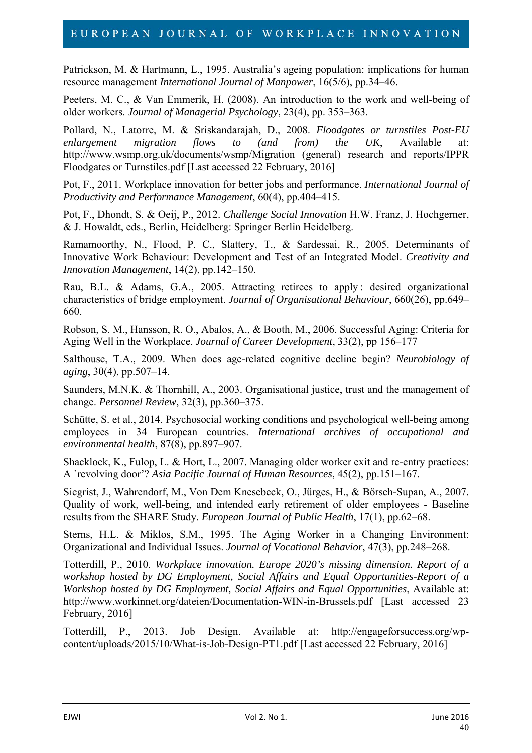Patrickson, M. & Hartmann, L., 1995. Australia's ageing population: implications for human resource management *International Journal of Manpower*, 16(5/6), pp.34–46.

Peeters, M. C., & Van Emmerik, H. (2008). An introduction to the work and well-being of older workers. *Journal of Managerial Psychology*, 23(4), pp. 353–363.

Pollard, N., Latorre, M. & Sriskandarajah, D., 2008. *Floodgates or turnstiles Post-EU enlargement migration flows to (and from) the UK*, Available at: http://www.wsmp.org.uk/documents/wsmp/Migration (general) research and reports/IPPR Floodgates or Turnstiles.pdf [Last accessed 22 February, 2016]

Pot, F., 2011. Workplace innovation for better jobs and performance. *International Journal of Productivity and Performance Management*, 60(4), pp.404–415.

Pot, F., Dhondt, S. & Oeij, P., 2012. *Challenge Social Innovation* H.W. Franz, J. Hochgerner, & J. Howaldt, eds., Berlin, Heidelberg: Springer Berlin Heidelberg.

Ramamoorthy, N., Flood, P. C., Slattery, T., & Sardessai, R., 2005. Determinants of Innovative Work Behaviour: Development and Test of an Integrated Model. *Creativity and Innovation Management*, 14(2), pp.142–150.

Rau, B.L. & Adams, G.A., 2005. Attracting retirees to apply : desired organizational characteristics of bridge employment. *Journal of Organisational Behaviour*, 660(26), pp.649–660.

Robson, S. M., Hansson, R. O., Abalos, A., & Booth, M., 2006. Successful Aging: Criteria for Aging Well in the Workplace. *Journal of Career Development*, 33(2), pp 156–177

Salthouse, T.A., 2009. When does age-related cognitive decline begin? *Neurobiology of aging*, 30(4), pp.507–14.

Saunders, M.N.K. & Thornhill, A., 2003. Organisational justice, trust and the management of change. *Personnel Review*, 32(3), pp.360–375.

Schütte, S. et al., 2014. Psychosocial working conditions and psychological well-being among employees in 34 European countries. *International archives of occupational and environmental health*, 87(8), pp.897–907.

Shacklock, K., Fulop, L. & Hort, L., 2007. Managing older worker exit and re-entry practices: A `revolving door'? *Asia Pacific Journal of Human Resources*, 45(2), pp.151–167.

Siegrist, J., Wahrendorf, M., Von Dem Knesebeck, O., Jürges, H., & Börsch-Supan, A., 2007. Quality of work, well-being, and intended early retirement of older employees - Baseline results from the SHARE Study. *European Journal of Public Health*, 17(1), pp.62–68.

Sterns, H.L. & Miklos, S.M., 1995. The Aging Worker in a Changing Environment: Organizational and Individual Issues. *Journal of Vocational Behavior*, 47(3), pp.248–268.

Totterdill, P., 2010. *Workplace innovation. Europe 2020's missing dimension. Report of a workshop hosted by DG Employment, Social Affairs and Equal Opportunities-Report of a Workshop hosted by DG Employment, Social Affairs and Equal Opportunities*, Available at: http://www.workinnet.org/dateien/Documentation-WIN-in-Brussels.pdf [Last accessed 23 February, 2016]

Totterdill, P., 2013. Job Design. Available at: http://engageforsuccess.org/wp-content/uploads/2015/10/What-is-Job-Design-PT1.pdf [Last accessed 22 February, 2016]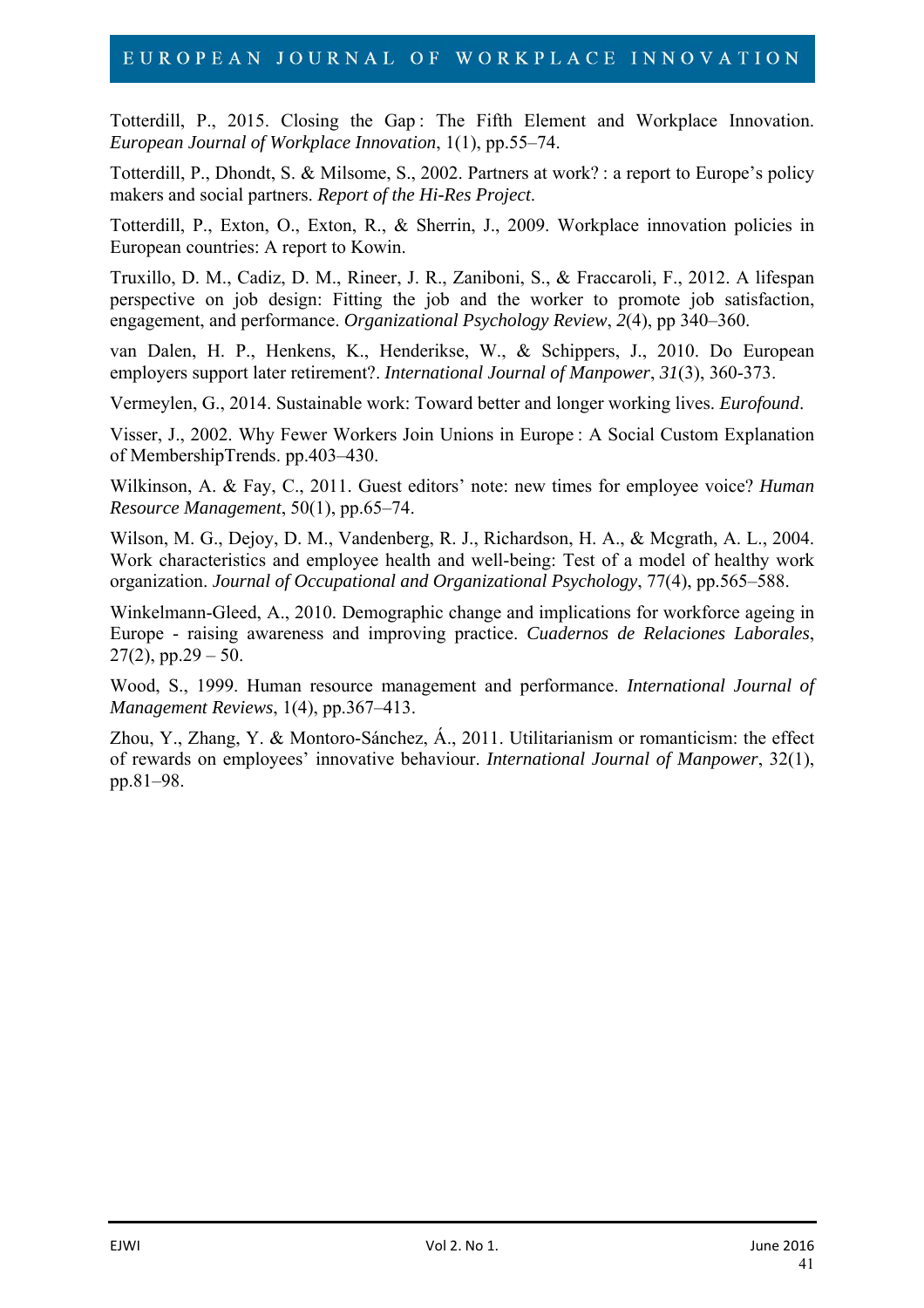Totterdill, P., 2015. Closing the Gap : The Fifth Element and Workplace Innovation. *European Journal of Workplace Innovation*, 1(1), pp.55–74.

Totterdill, P., Dhondt, S. & Milsome, S., 2002. Partners at work? : a report to Europe's policy makers and social partners. *Report of the Hi-Res Project*.

Totterdill, P., Exton, O., Exton, R., & Sherrin, J., 2009. Workplace innovation policies in European countries: A report to Kowin.

Truxillo, D. M., Cadiz, D. M., Rineer, J. R., Zaniboni, S., & Fraccaroli, F., 2012. A lifespan perspective on job design: Fitting the job and the worker to promote job satisfaction, engagement, and performance. *Organizational Psychology Review*, *2*(4), pp 340–360.

van Dalen, H. P., Henkens, K., Henderikse, W., & Schippers, J., 2010. Do European employers support later retirement?. *International Journal of Manpower*, *31*(3), 360-373.

Vermeylen, G., 2014. Sustainable work: Toward better and longer working lives. *Eurofound*.

Visser, J., 2002. Why Fewer Workers Join Unions in Europe : A Social Custom Explanation of MembershipTrends. pp.403–430.

Wilkinson, A. & Fay, C., 2011. Guest editors' note: new times for employee voice? *Human Resource Management*, 50(1), pp.65–74.

Wilson, M. G., Dejoy, D. M., Vandenberg, R. J., Richardson, H. A., & Mcgrath, A. L., 2004. Work characteristics and employee health and well-being: Test of a model of healthy work organization. *Journal of Occupational and Organizational Psychology*, 77(4), pp.565–588.

Winkelmann-Gleed, A., 2010. Demographic change and implications for workforce ageing in Europe - raising awareness and improving practice. *Cuadernos de Relaciones Laborales*, 27(2), pp.29 – 50.

Wood, S., 1999. Human resource management and performance. *International Journal of Management Reviews*, 1(4), pp.367–413.

Zhou, Y., Zhang, Y. & Montoro-Sánchez, Á., 2011. Utilitarianism or romanticism: the effect of rewards on employees' innovative behaviour. *International Journal of Manpower*, 32(1), pp.81–98.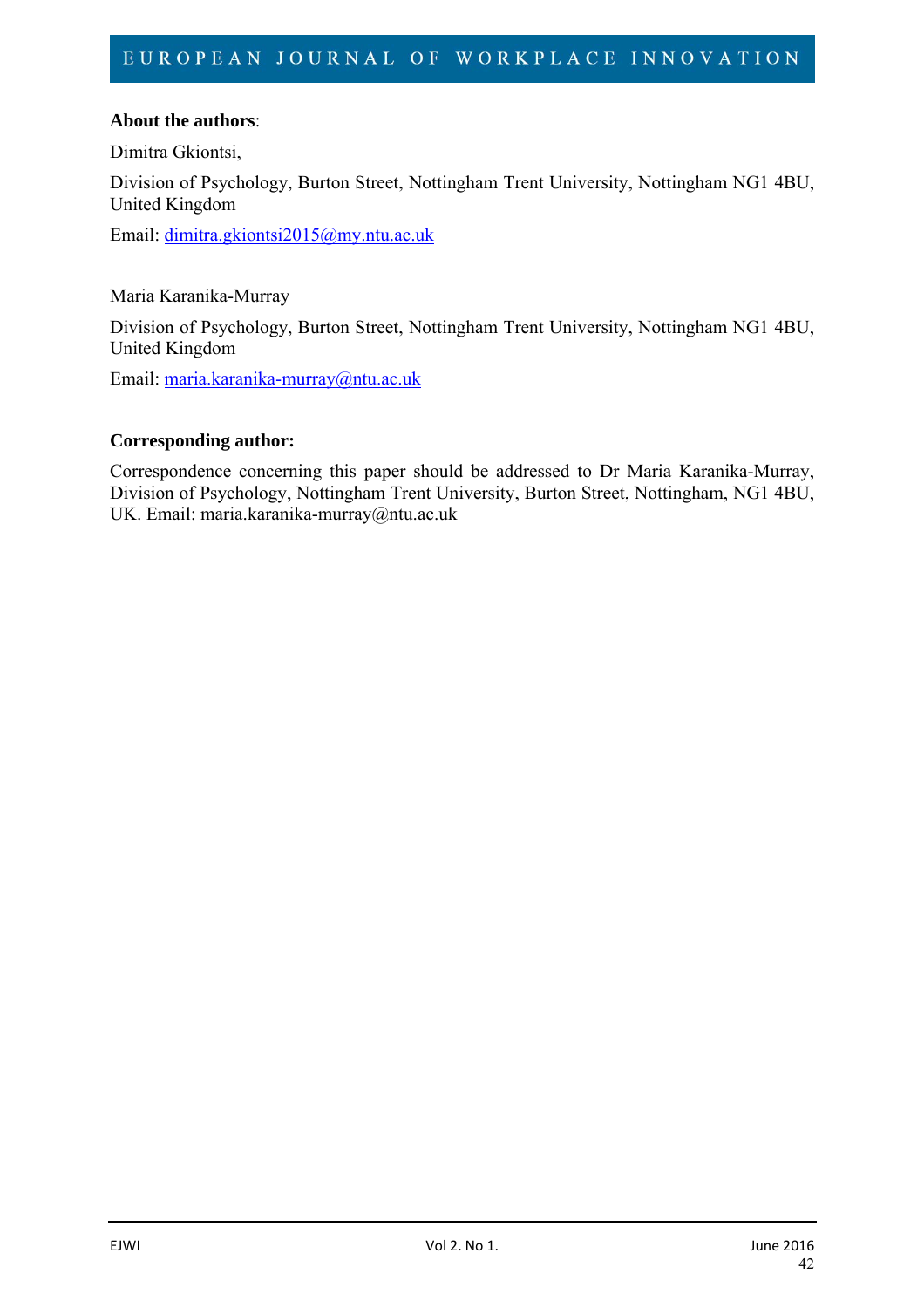**About the authors**:

Dimitra Gkiontsi,

Division of Psychology, Burton Street, Nottingham Trent University, Nottingham NG1 4BU, United Kingdom

Email: dimitra.gkiontsi2015@my.ntu.ac.uk

Maria Karanika-Murray

Division of Psychology, Burton Street, Nottingham Trent University, Nottingham NG1 4BU, United Kingdom

Email: maria.karanika-murray@ntu.ac.uk

**Corresponding author:**

Correspondence concerning this paper should be addressed to Dr Maria Karanika-Murray, Division of Psychology, Nottingham Trent University, Burton Street, Nottingham, NG1 4BU, UK. Email: maria.karanika-murray@ntu.ac.uk